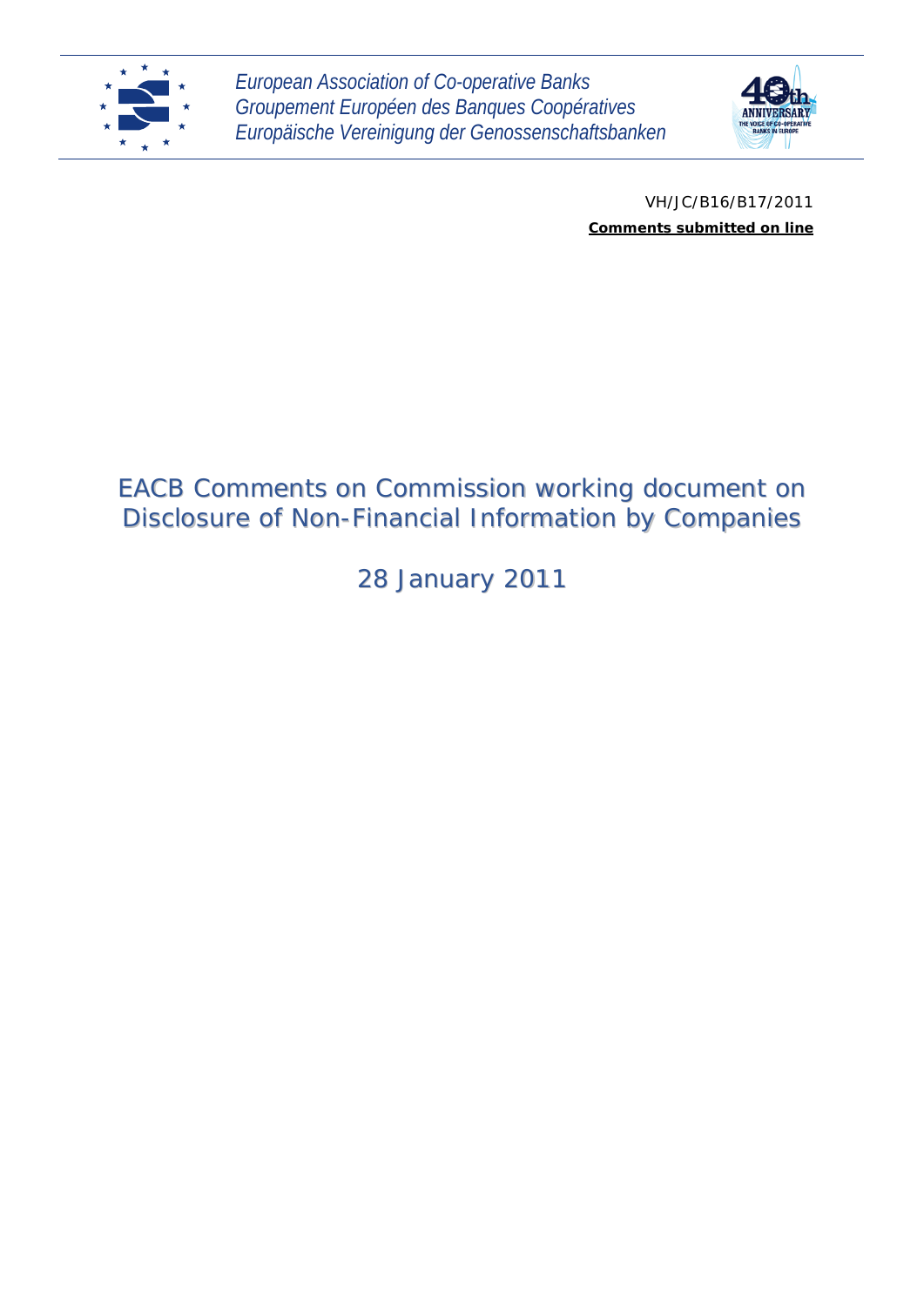*European Association of Co-operative Banks*
*Groupement Européen des Banques Coopératives*
*Europäische Vereinigung der Genossenschaftsbanken*

VH/JC/B16/B17/2011

**Comments submitted on line**

# EACB Comments on Commission working document on Disclosure of Non-Financial Information by Companies

28 January 2011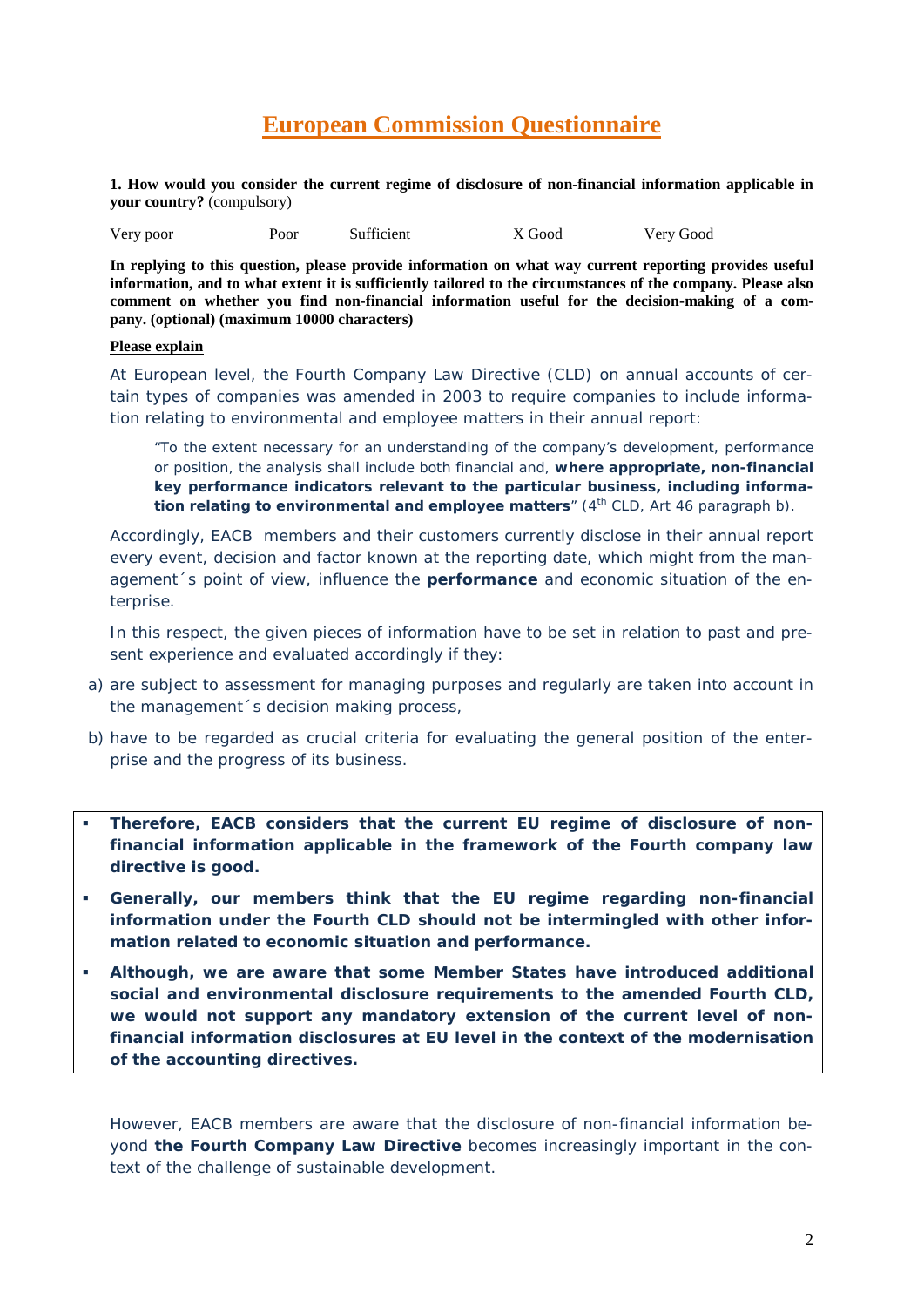# European Commission Questionnaire

**1. How would you consider the current regime of disclosure of non-financial information applicable in your country?** (compulsory)

Very poor    Poor    Sufficient    X Good    Very Good

**In replying to this question, please provide information on what way current reporting provides useful information, and to what extent it is sufficiently tailored to the circumstances of the company. Please also comment on whether you find non-financial information useful for the decision-making of a company. (optional) (maximum 10000 characters)**

**Please explain**

At European level, the Fourth Company Law Directive (CLD) on annual accounts of certain types of companies was amended in 2003 to require companies to include information relating to environmental and employee matters in their annual report:

> "To the extent necessary for an understanding of the company's development, performance or position, the analysis shall include both financial and, **where appropriate, non-financial key performance indicators relevant to the particular business, including information relating to environmental and employee matters**" (4th CLD, Art 46 paragraph b).

Accordingly, EACB members and their customers currently disclose in their annual report every event, decision and factor known at the reporting date, which might from the management´s point of view, influence the **performance** and economic situation of the enterprise.

In this respect, the given pieces of information have to be set in relation to past and present experience and evaluated accordingly if they:

a) are subject to assessment for managing purposes and regularly are taken into account in the management´s decision making process,

b) have to be regarded as crucial criteria for evaluating the general position of the enterprise and the progress of its business.

- **Therefore, EACB considers that the current EU regime of disclosure of non-financial information applicable in the framework of the Fourth company law directive is good.**
- **Generally, our members think that the EU regime regarding non-financial information under the Fourth CLD should not be intermingled with other information related to economic situation and performance.**
- **Although, we are aware that some Member States have introduced additional social and environmental disclosure requirements to the amended Fourth CLD, we would not support any mandatory extension of the current level of non-financial information disclosures at EU level in the context of the modernisation of the accounting directives.**

However, EACB members are aware that the disclosure of non-financial information beyond **the Fourth Company Law Directive** becomes increasingly important in the context of the challenge of sustainable development.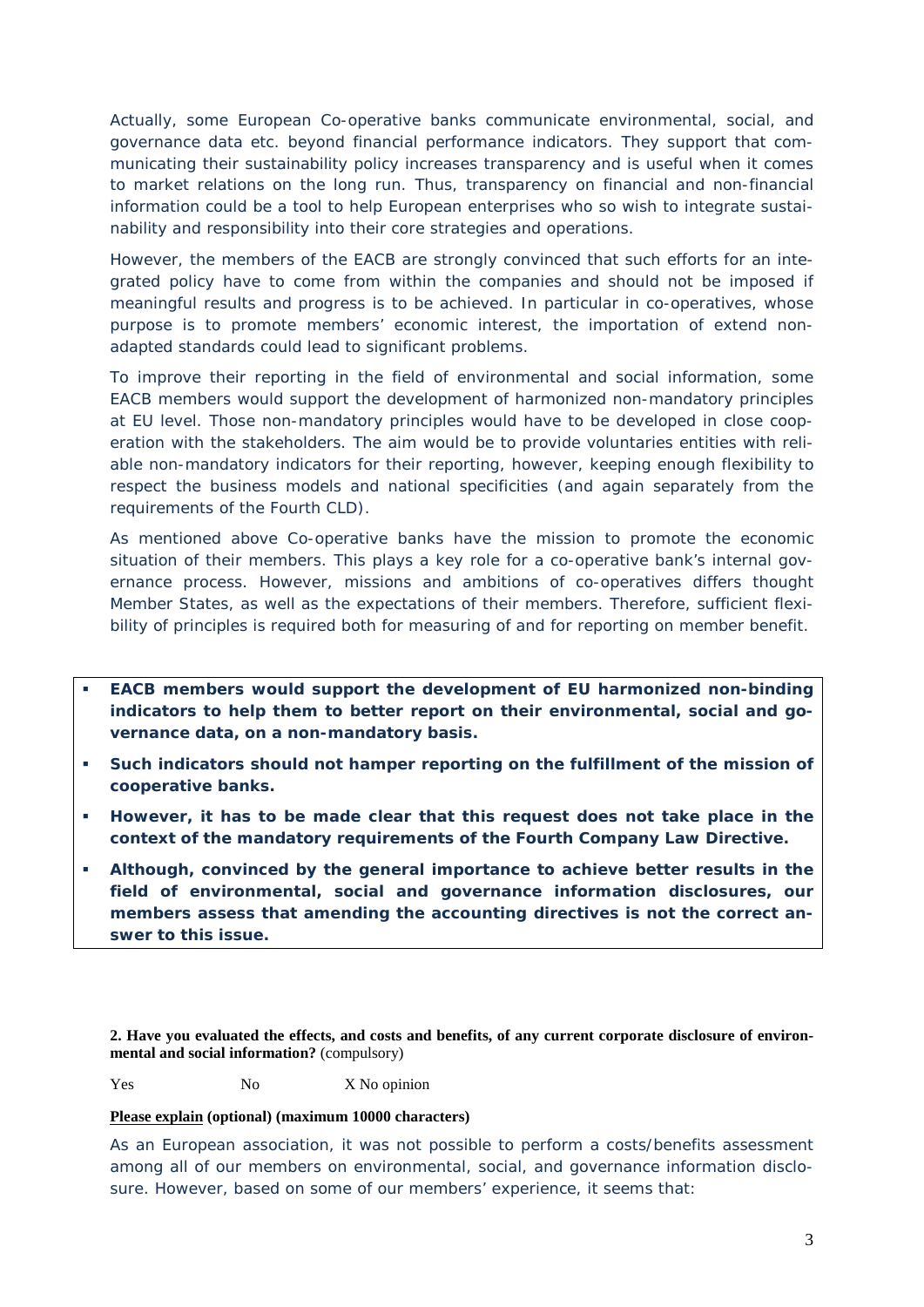Actually, some European Co-operative banks communicate environmental, social, and governance data etc. beyond financial performance indicators. They support that communicating their sustainability policy increases transparency and is useful when it comes to market relations on the long run. Thus, transparency on financial and non-financial information could be a tool to help European enterprises who so wish to integrate sustainability and responsibility into their core strategies and operations.

However, the members of the EACB are strongly convinced that such efforts for an integrated policy have to come from within the companies and should not be imposed if meaningful results and progress is to be achieved. In particular in co-operatives, whose purpose is to promote members' economic interest, the importation of extend non-adapted standards could lead to significant problems.

To improve their reporting in the field of environmental and social information, some EACB members would support the development of harmonized non-mandatory principles at EU level. Those non-mandatory principles would have to be developed in close cooperation with the stakeholders. The aim would be to provide voluntaries entities with reliable non-mandatory indicators for their reporting, however, keeping enough flexibility to respect the business models and national specificities (and again separately from the requirements of the Fourth CLD).

As mentioned above Co-operative banks have the mission to promote the economic situation of their members. This plays a key role for a co-operative bank's internal governance process. However, missions and ambitions of co-operatives differs thought Member States, as well as the expectations of their members. Therefore, sufficient flexibility of principles is required both for measuring of and for reporting on member benefit.

- **EACB members would support the development of EU harmonized non-binding indicators to help them to better report on their environmental, social and governance data, on a non-mandatory basis.**
- **Such indicators should not hamper reporting on the fulfillment of the mission of cooperative banks.**
- **However, it has to be made clear that this request does not take place in the context of the mandatory requirements of the Fourth Company Law Directive.**
- **Although, convinced by the general importance to achieve better results in the field of environmental, social and governance information disclosures, our members assess that amending the accounting directives is not the correct answer to this issue.**

**2. Have you evaluated the effects, and costs and benefits, of any current corporate disclosure of environmental and social information?** (compulsory)

Yes No X No opinion

**Please explain (optional) (maximum 10000 characters)**

As an European association, it was not possible to perform a costs/benefits assessment among all of our members on environmental, social, and governance information disclosure. However, based on some of our members' experience, it seems that: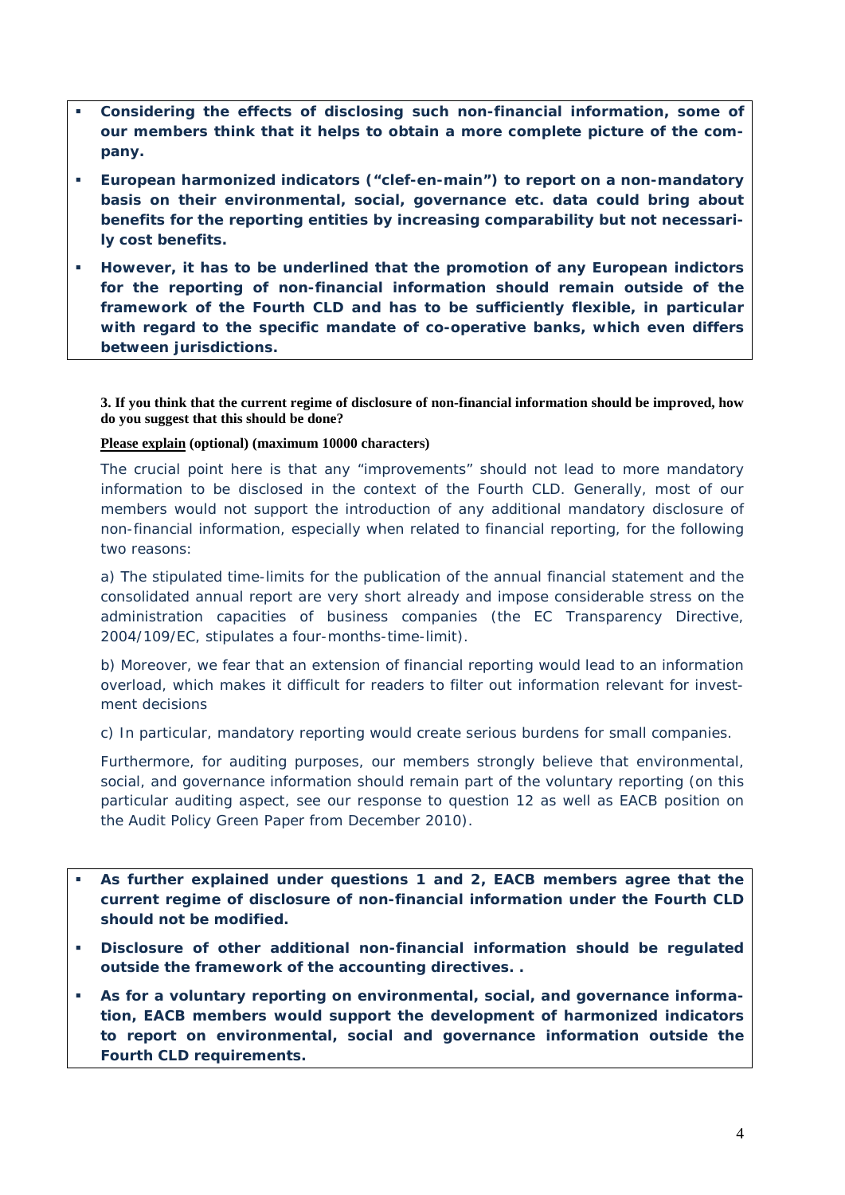- **Considering the effects of disclosing such non-financial information, some of our members think that it helps to obtain a more complete picture of the company.**
- **European harmonized indicators ("clef-en-main") to report on a non-mandatory basis on their environmental, social, governance etc. data could bring about benefits for the reporting entities by increasing comparability but not necessarily cost benefits.**
- **However, it has to be underlined that the promotion of any European indictors for the reporting of non-financial information should remain outside of the framework of the Fourth CLD and has to be sufficiently flexible, in particular with regard to the specific mandate of co-operative banks, which even differs between jurisdictions.**

**3. If you think that the current regime of disclosure of non-financial information should be improved, how do you suggest that this should be done?**

**Please explain (optional) (maximum 10000 characters)**

The crucial point here is that any "improvements" should not lead to more mandatory information to be disclosed in the context of the Fourth CLD. Generally, most of our members would not support the introduction of any additional mandatory disclosure of non-financial information, especially when related to financial reporting, for the following two reasons:

a) The stipulated time-limits for the publication of the annual financial statement and the consolidated annual report are very short already and impose considerable stress on the administration capacities of business companies (the EC Transparency Directive, 2004/109/EC, stipulates a four-months-time-limit).

b) Moreover, we fear that an extension of financial reporting would lead to an information overload, which makes it difficult for readers to filter out information relevant for investment decisions

c) In particular, mandatory reporting would create serious burdens for small companies.

Furthermore, for auditing purposes, our members strongly believe that environmental, social, and governance information should remain part of the voluntary reporting (on this particular auditing aspect, see our response to question 12 as well as EACB position on the Audit Policy Green Paper from December 2010).

- **As further explained under questions 1 and 2, EACB members agree that the current regime of disclosure of non-financial information under the Fourth CLD should not be modified.**
- **Disclosure of other additional non-financial information should be regulated outside the framework of the accounting directives. .**
- **As for a voluntary reporting on environmental, social, and governance information, EACB members would support the development of harmonized indicators to report on environmental, social and governance information outside the Fourth CLD requirements.**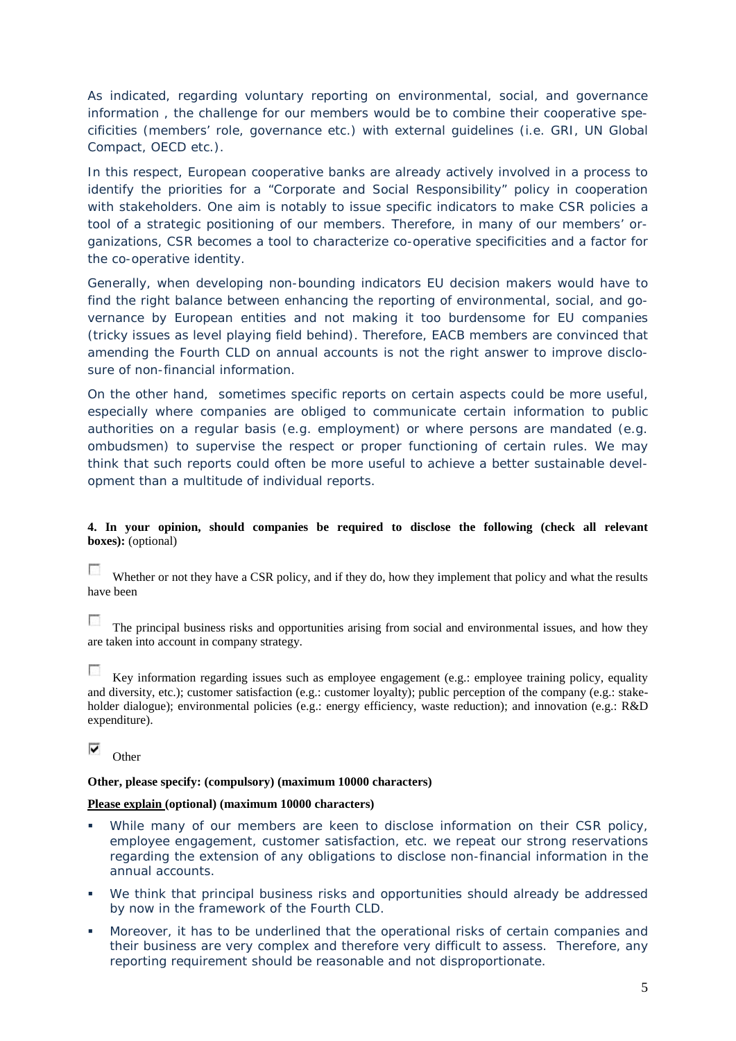As indicated, regarding voluntary reporting on environmental, social, and governance information , the challenge for our members would be to combine their cooperative specificities (members' role, governance etc.) with external guidelines (i.e. GRI, UN Global Compact, OECD etc.).

In this respect, European cooperative banks are already actively involved in a process to identify the priorities for a "Corporate and Social Responsibility" policy in cooperation with stakeholders. One aim is notably to issue specific indicators to make CSR policies a tool of a strategic positioning of our members. Therefore, in many of our members' organizations, CSR becomes a tool to characterize co-operative specificities and a factor for the co-operative identity.

Generally, when developing non-bounding indicators EU decision makers would have to find the right balance between enhancing the reporting of environmental, social, and governance by European entities and not making it too burdensome for EU companies (tricky issues as level playing field behind). Therefore, EACB members are convinced that amending the Fourth CLD on annual accounts is not the right answer to improve disclosure of non-financial information.

On the other hand, sometimes specific reports on certain aspects could be more useful, especially where companies are obliged to communicate certain information to public authorities on a regular basis (e.g. employment) or where persons are mandated (e.g. ombudsmen) to supervise the respect or proper functioning of certain rules. We may think that such reports could often be more useful to achieve a better sustainable development than a multitude of individual reports.

**4. In your opinion, should companies be required to disclose the following (check all relevant boxes):** (optional)

☐ Whether or not they have a CSR policy, and if they do, how they implement that policy and what the results have been

☐ The principal business risks and opportunities arising from social and environmental issues, and how they are taken into account in company strategy.

☐ Key information regarding issues such as employee engagement (e.g.: employee training policy, equality and diversity, etc.); customer satisfaction (e.g.: customer loyalty); public perception of the company (e.g.: stakeholder dialogue); environmental policies (e.g.: energy efficiency, waste reduction); and innovation (e.g.: R&D expenditure).

☑ Other

**Other, please specify: (compulsory) (maximum 10000 characters)**

**Please explain (optional) (maximum 10000 characters)**

- While many of our members are keen to disclose information on their CSR policy, employee engagement, customer satisfaction, etc. we repeat our strong reservations regarding the extension of any obligations to disclose non-financial information in the annual accounts.
- We think that principal business risks and opportunities should already be addressed by now in the framework of the Fourth CLD.
- Moreover, it has to be underlined that the operational risks of certain companies and their business are very complex and therefore very difficult to assess. Therefore, any reporting requirement should be reasonable and not disproportionate.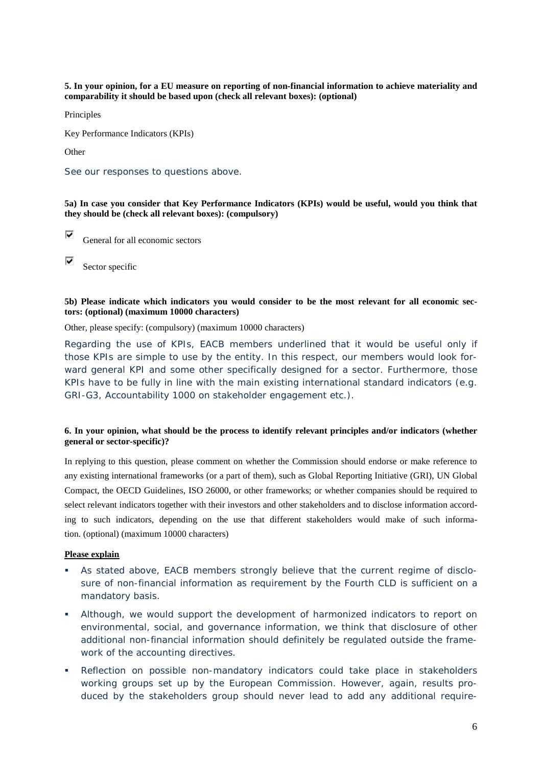**5. In your opinion, for a EU measure on reporting of non-financial information to achieve materiality and comparability it should be based upon (check all relevant boxes): (optional)**

Principles

Key Performance Indicators (KPIs)

Other

See our responses to questions above.

**5a) In case you consider that Key Performance Indicators (KPIs) would be useful, would you think that they should be (check all relevant boxes): (compulsory)**

☑ General for all economic sectors

☑ Sector specific

**5b) Please indicate which indicators you would consider to be the most relevant for all economic sectors: (optional) (maximum 10000 characters)**

Other, please specify: (compulsory) (maximum 10000 characters)

Regarding the use of KPIs, EACB members underlined that it would be useful only if those KPIs are simple to use by the entity. In this respect, our members would look forward general KPI and some other specifically designed for a sector. Furthermore, those KPIs have to be fully in line with the main existing international standard indicators (e.g. GRI-G3, Accountability 1000 on stakeholder engagement etc.).

**6. In your opinion, what should be the process to identify relevant principles and/or indicators (whether general or sector-specific)?**

In replying to this question, please comment on whether the Commission should endorse or make reference to any existing international frameworks (or a part of them), such as Global Reporting Initiative (GRI), UN Global Compact, the OECD Guidelines, ISO 26000, or other frameworks; or whether companies should be required to select relevant indicators together with their investors and other stakeholders and to disclose information according to such indicators, depending on the use that different stakeholders would make of such information. (optional) (maximum 10000 characters)

**Please explain**

- As stated above, EACB members strongly believe that the current regime of disclosure of non-financial information as requirement by the Fourth CLD is sufficient on a mandatory basis.
- Although, we would support the development of harmonized indicators to report on environmental, social, and governance information, we think that disclosure of other additional non-financial information should definitely be regulated outside the framework of the accounting directives.
- Reflection on possible non-mandatory indicators could take place in stakeholders working groups set up by the European Commission. However, again, results produced by the stakeholders group should never lead to add any additional require-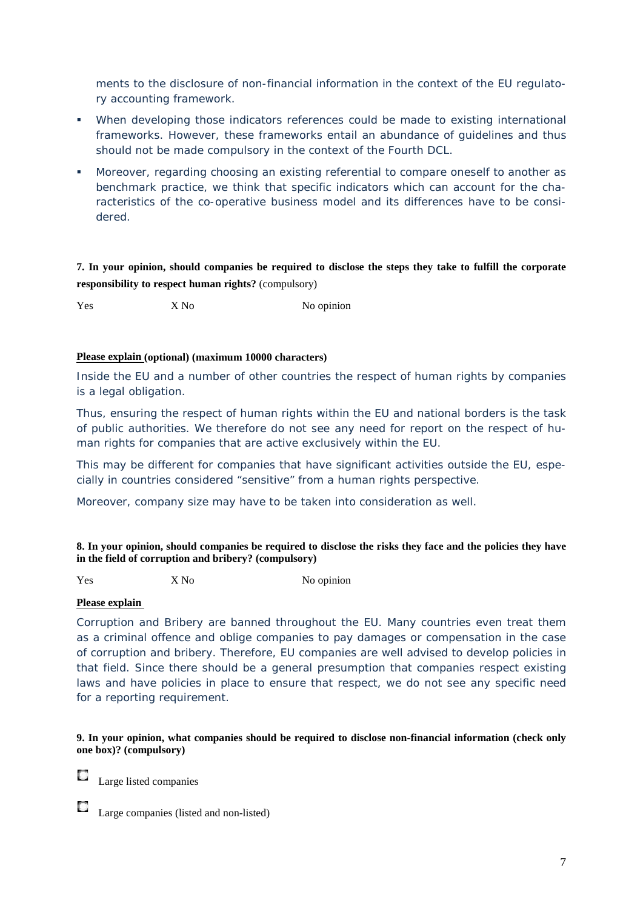ments to the disclosure of non-financial information in the context of the EU regulatory accounting framework.

- When developing those indicators references could be made to existing international frameworks. However, these frameworks entail an abundance of guidelines and thus should not be made compulsory in the context of the Fourth DCL.
- Moreover, regarding choosing an existing referential to compare oneself to another as benchmark practice, we think that specific indicators which can account for the characteristics of the co-operative business model and its differences have to be considered.

**7. In your opinion, should companies be required to disclose the steps they take to fulfill the corporate responsibility to respect human rights?** (compulsory)

Yes X No No opinion

**Please explain (optional) (maximum 10000 characters)**

Inside the EU and a number of other countries the respect of human rights by companies is a legal obligation.

Thus, ensuring the respect of human rights within the EU and national borders is the task of public authorities. We therefore do not see any need for report on the respect of human rights for companies that are active exclusively within the EU.

This may be different for companies that have significant activities outside the EU, especially in countries considered "sensitive" from a human rights perspective.

Moreover, company size may have to be taken into consideration as well.

**8. In your opinion, should companies be required to disclose the risks they face and the policies they have in the field of corruption and bribery? (compulsory)**

Yes X No No opinion

**Please explain**

Corruption and Bribery are banned throughout the EU. Many countries even treat them as a criminal offence and oblige companies to pay damages or compensation in the case of corruption and bribery. Therefore, EU companies are well advised to develop policies in that field. Since there should be a general presumption that companies respect existing laws and have policies in place to ensure that respect, we do not see any specific need for a reporting requirement.

**9. In your opinion, what companies should be required to disclose non-financial information (check only one box)? (compulsory)**

- ☐ Large listed companies
- ☐ Large companies (listed and non-listed)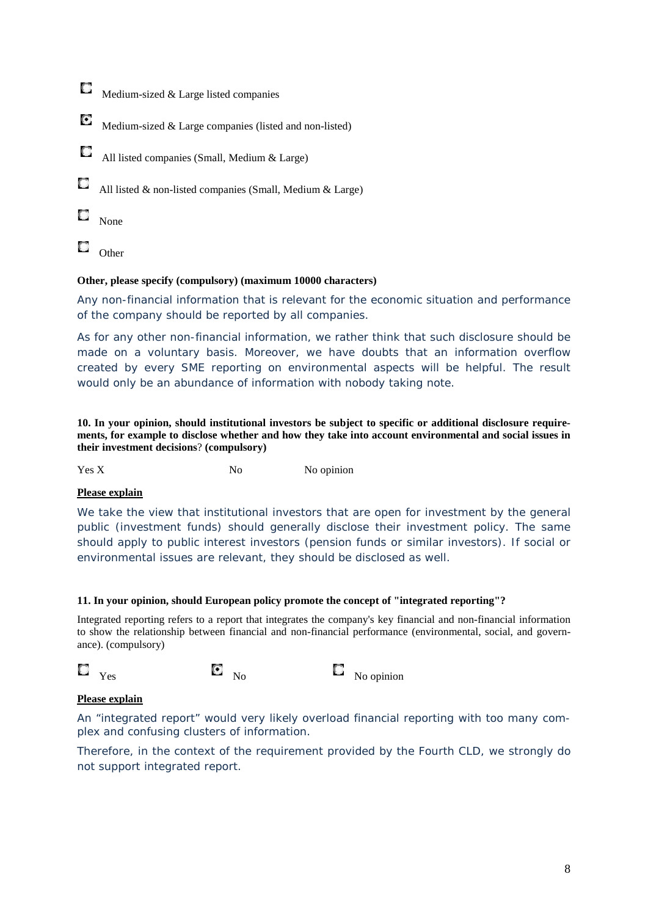- [ ] Medium-sized & Large listed companies
- [x] Medium-sized & Large companies (listed and non-listed)
- [ ] All listed companies (Small, Medium & Large)
- [ ] All listed & non-listed companies (Small, Medium & Large)
- [ ] None
- [ ] Other

**Other, please specify (compulsory) (maximum 10000 characters)**

Any non-financial information that is relevant for the economic situation and performance of the company should be reported by all companies.

As for any other non-financial information, we rather think that such disclosure should be made on a voluntary basis. Moreover, we have doubts that an information overflow created by every SME reporting on environmental aspects will be helpful. The result would only be an abundance of information with nobody taking note.

**10. In your opinion, should institutional investors be subject to specific or additional disclosure requirements, for example to disclose whether and how they take into account environmental and social issues in their investment decisions? (compulsory)**

Yes X          No          No opinion

**Please explain**

We take the view that institutional investors that are open for investment by the general public (investment funds) should generally disclose their investment policy. The same should apply to public interest investors (pension funds or similar investors). If social or environmental issues are relevant, they should be disclosed as well.

**11. In your opinion, should European policy promote the concept of "integrated reporting"?**

Integrated reporting refers to a report that integrates the company's key financial and non-financial information to show the relationship between financial and non-financial performance (environmental, social, and governance). (compulsory)

- [ ] Yes
- [x] No
- [ ] No opinion

**Please explain**

An "integrated report" would very likely overload financial reporting with too many complex and confusing clusters of information.

Therefore, in the context of the requirement provided by the Fourth CLD, we strongly do not support integrated report.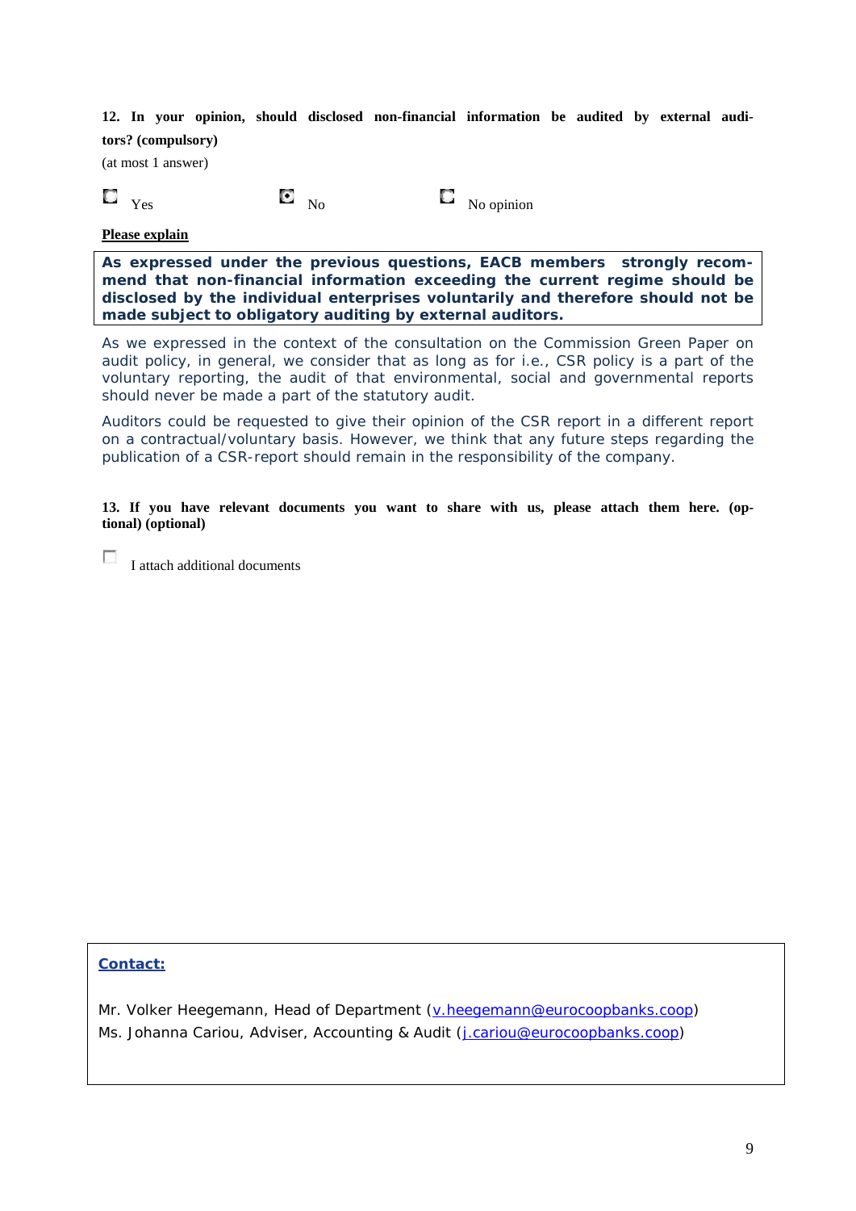**12. In your opinion, should disclosed non-financial information be audited by external auditors? (compulsory)**

(at most 1 answer)

- [ ] Yes
- [x] No
- [ ] No opinion

**Please explain**

**As expressed under the previous questions, EACB members strongly recommend that non-financial information exceeding the current regime should be disclosed by the individual enterprises voluntarily and therefore should not be made subject to obligatory auditing by external auditors.**

As we expressed in the context of the consultation on the Commission Green Paper on audit policy, in general, we consider that as long as for i.e., CSR policy is a part of the voluntary reporting, the audit of that environmental, social and governmental reports should never be made a part of the statutory audit.

Auditors could be requested to give their opinion of the CSR report in a different report on a contractual/voluntary basis. However, we think that any future steps regarding the publication of a CSR-report should remain in the responsibility of the company.

**13. If you have relevant documents you want to share with us, please attach them here. (optional) (optional)**

- [ ] I attach additional documents

**Contact:**

Mr. Volker Heegemann, Head of Department (v.heegemann@eurocoopbanks.coop)
Ms. Johanna Cariou, Adviser, Accounting & Audit (j.cariou@eurocoopbanks.coop)